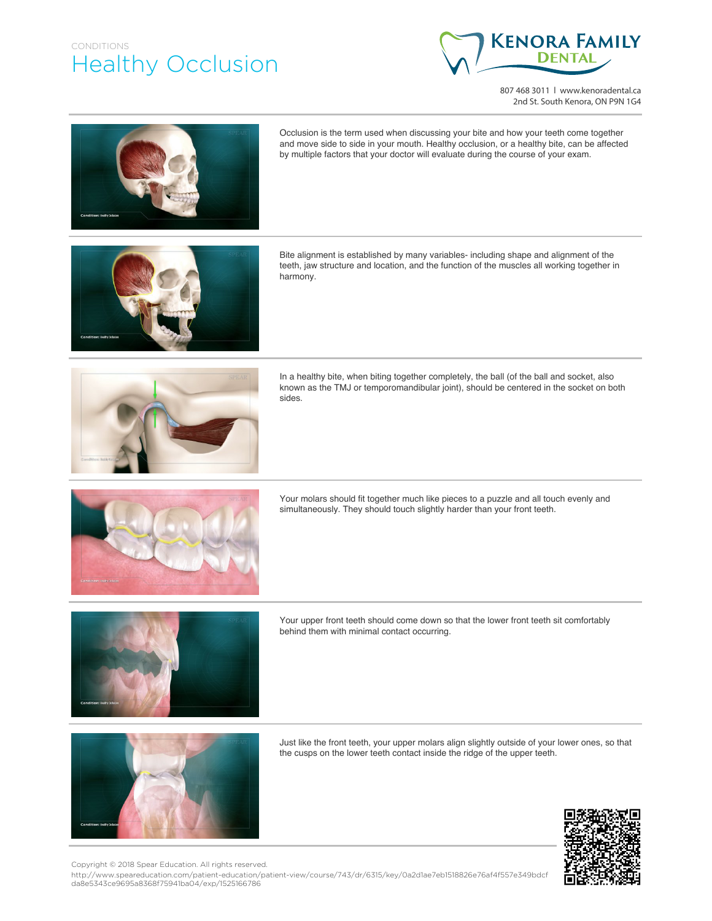CONDITIONS

# Healthy Occlusion

KENORA FAMILY DENTAL

807 468 3011 | www.kenoradental.ca
2nd St. South Kenora, ON P9N 1G4

Occlusion is the term used when discussing your bite and how your teeth come together and move side to side in your mouth. Healthy occlusion, or a healthy bite, can be affected by multiple factors that your doctor will evaluate during the course of your exam.

Bite alignment is established by many variables- including shape and alignment of the teeth, jaw structure and location, and the function of the muscles all working together in harmony.

In a healthy bite, when biting together completely, the ball (of the ball and socket, also known as the TMJ or temporomandibular joint), should be centered in the socket on both sides.

Your molars should fit together much like pieces to a puzzle and all touch evenly and simultaneously. They should touch slightly harder than your front teeth.

Your upper front teeth should come down so that the lower front teeth sit comfortably behind them with minimal contact occurring.

Just like the front teeth, your upper molars align slightly outside of your lower ones, so that the cusps on the lower teeth contact inside the ridge of the upper teeth.

Copyright © 2018 Spear Education. All rights reserved.
http://www.speareducation.com/patient-education/patient-view/course/743/dr/6315/key/0a2d1ae7eb1518826e76af4f557e349bdcfda8e5343ce9695a8368f75941ba04/exp/1525166786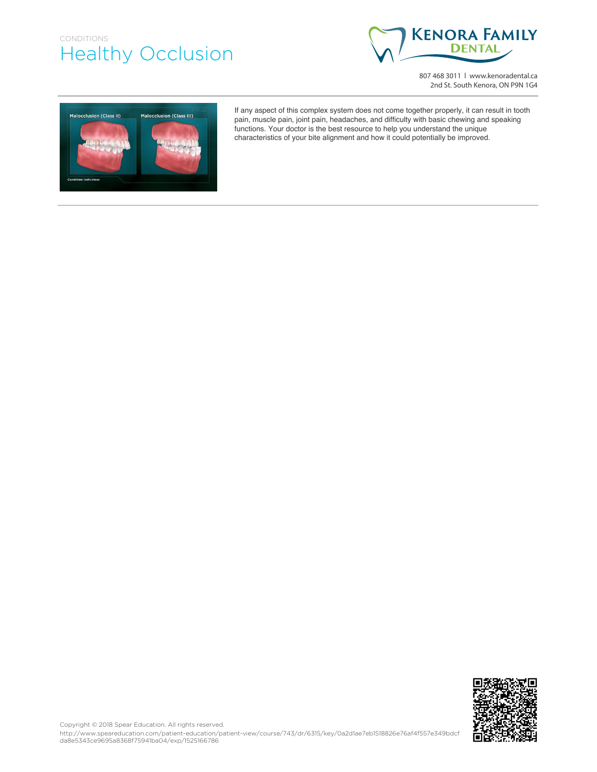CONDITIONS

# Healthy Occlusion

807 468 3011 | www.kenoradental.ca
2nd St. South Kenora, ON P9N 1G4

If any aspect of this complex system does not come together properly, it can result in tooth pain, muscle pain, joint pain, headaches, and difficulty with basic chewing and speaking functions. Your doctor is the best resource to help you understand the unique characteristics of your bite alignment and how it could potentially be improved.

Copyright © 2018 Spear Education. All rights reserved.
http://www.speareducation.com/patient-education/patient-view/course/743/dr/6315/key/0a2d1ae7eb1518826e76af4f557e349bdcfda8e5343ce9695a8368f75941ba04/exp/1525166786